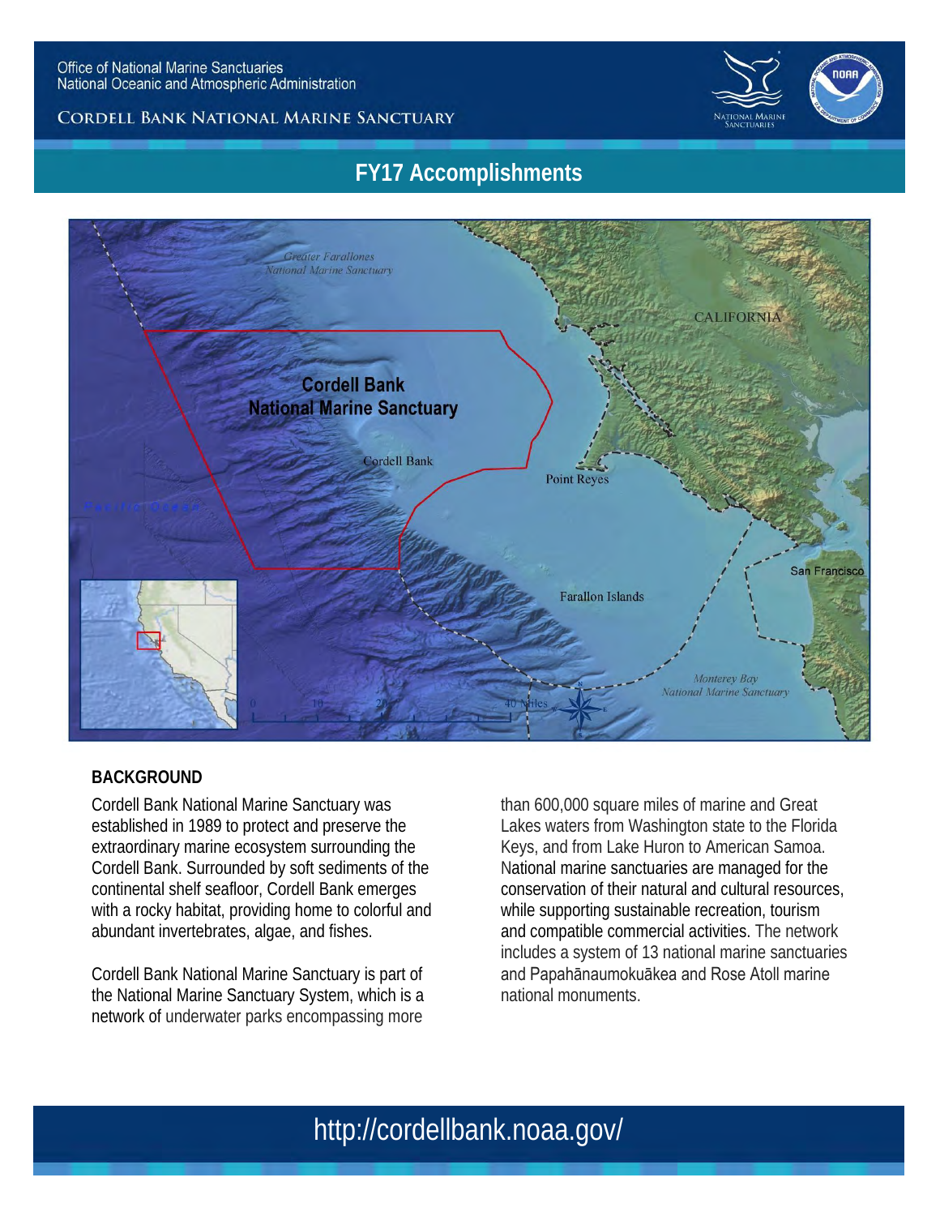Office of National Marine Sanctuaries
National Oceanic and Atmospheric Administration

CORDELL BANK NATIONAL MARINE SANCTUARY

# FY17 Accomplishments

## BACKGROUND

Cordell Bank National Marine Sanctuary was established in 1989 to protect and preserve the extraordinary marine ecosystem surrounding the Cordell Bank. Surrounded by soft sediments of the continental shelf seafloor, Cordell Bank emerges with a rocky habitat, providing home to colorful and abundant invertebrates, algae, and fishes.

Cordell Bank National Marine Sanctuary is part of the National Marine Sanctuary System, which is a network of underwater parks encompassing more than 600,000 square miles of marine and Great Lakes waters from Washington state to the Florida Keys, and from Lake Huron to American Samoa. National marine sanctuaries are managed for the conservation of their natural and cultural resources, while supporting sustainable recreation, tourism and compatible commercial activities. The network includes a system of 13 national marine sanctuaries and Papahānaumokuākea and Rose Atoll marine national monuments.

http://cordellbank.noaa.gov/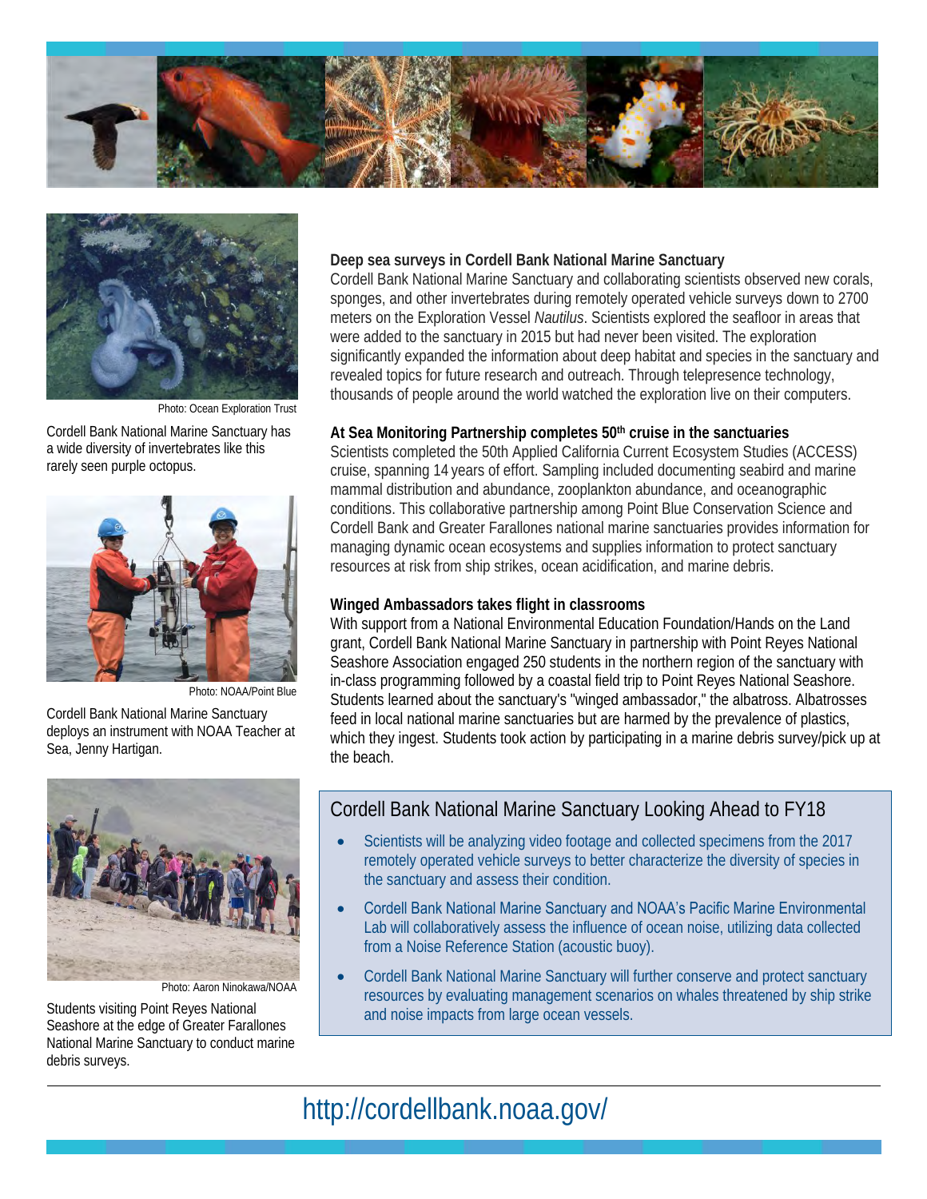Photo: Ocean Exploration Trust

Cordell Bank National Marine Sanctuary has a wide diversity of invertebrates like this rarely seen purple octopus.

Photo: NOAA/Point Blue

Cordell Bank National Marine Sanctuary deploys an instrument with NOAA Teacher at Sea, Jenny Hartigan.

Photo: Aaron Ninokawa/NOAA

Students visiting Point Reyes National Seashore at the edge of Greater Farallones National Marine Sanctuary to conduct marine debris surveys.

**Deep sea surveys in Cordell Bank National Marine Sanctuary**

Cordell Bank National Marine Sanctuary and collaborating scientists observed new corals, sponges, and other invertebrates during remotely operated vehicle surveys down to 2700 meters on the Exploration Vessel *Nautilus*. Scientists explored the seafloor in areas that were added to the sanctuary in 2015 but had never been visited. The exploration significantly expanded the information about deep habitat and species in the sanctuary and revealed topics for future research and outreach. Through telepresence technology, thousands of people around the world watched the exploration live on their computers.

**At Sea Monitoring Partnership completes 50th cruise in the sanctuaries**

Scientists completed the 50th Applied California Current Ecosystem Studies (ACCESS) cruise, spanning 14 years of effort. Sampling included documenting seabird and marine mammal distribution and abundance, zooplankton abundance, and oceanographic conditions. This collaborative partnership among Point Blue Conservation Science and Cordell Bank and Greater Farallones national marine sanctuaries provides information for managing dynamic ocean ecosystems and supplies information to protect sanctuary resources at risk from ship strikes, ocean acidification, and marine debris.

**Winged Ambassadors takes flight in classrooms**

With support from a National Environmental Education Foundation/Hands on the Land grant, Cordell Bank National Marine Sanctuary in partnership with Point Reyes National Seashore Association engaged 250 students in the northern region of the sanctuary with in-class programming followed by a coastal field trip to Point Reyes National Seashore. Students learned about the sanctuary's "winged ambassador," the albatross. Albatrosses feed in local national marine sanctuaries but are harmed by the prevalence of plastics, which they ingest. Students took action by participating in a marine debris survey/pick up at the beach.

## Cordell Bank National Marine Sanctuary Looking Ahead to FY18

- Scientists will be analyzing video footage and collected specimens from the 2017 remotely operated vehicle surveys to better characterize the diversity of species in the sanctuary and assess their condition.
- Cordell Bank National Marine Sanctuary and NOAA's Pacific Marine Environmental Lab will collaboratively assess the influence of ocean noise, utilizing data collected from a Noise Reference Station (acoustic buoy).
- Cordell Bank National Marine Sanctuary will further conserve and protect sanctuary resources by evaluating management scenarios on whales threatened by ship strike and noise impacts from large ocean vessels.

http://cordellbank.noaa.gov/